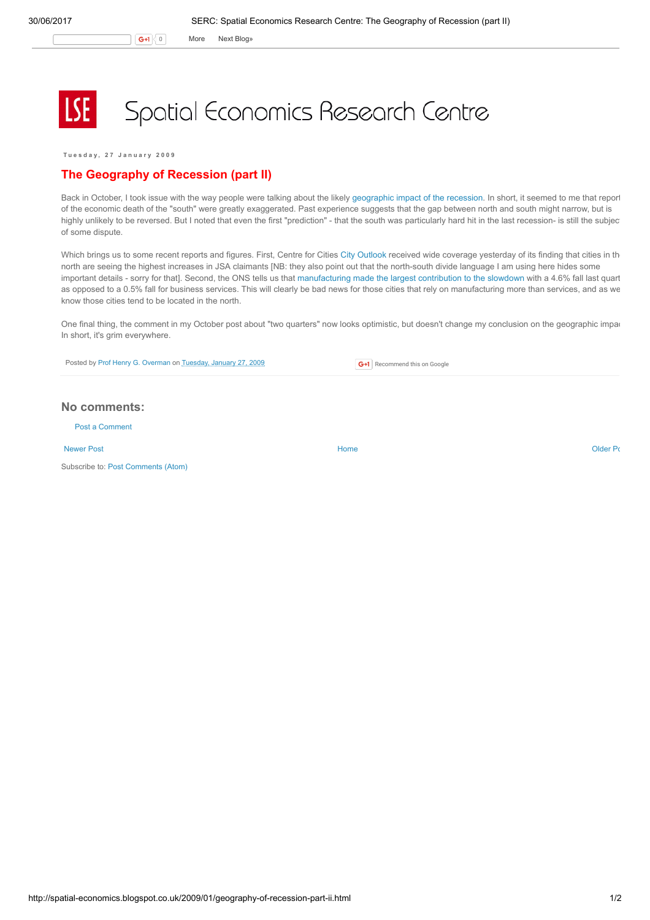# Spatial Economics Research Centre

Tuesday, 27 January 2009

## The Geography of Recession (part II)

Back in October, I took issue with the way people were talking about the likely geographic impact of the recession. In short, it seemed to me that report of the economic death of the "south" were greatly exaggerated. Past experience suggests that the gap between north and south might narrow, but is highly unlikely to be reversed. But I noted that even the first "prediction" - that the south was particularly hard hit in the last recession- is still the subjec of some dispute.

Which brings us to some recent reports and figures. First, Centre for Cities City Outlook received wide coverage yesterday of its finding that cities in th north are seeing the highest increases in JSA claimants [NB: they also point out that the north-south divide language I am using here hides some important details - sorry for that]. Second, the ONS tells us that manufacturing made the largest contribution to the slowdown with a 4.6% fall last quart as opposed to a 0.5% fall for business services. This will clearly be bad news for those cities that rely on manufacturing more than services, and as we know those cities tend to be located in the north.

One final thing, the comment in my October post about "two quarters" now looks optimistic, but doesn't change my conclusion on the geographic impa In short, it's grim everywhere.

Posted by Prof Henry G. Overman on Tuesday, January 27, 2009

Recommend this on Google

### No comments:

Post a Comment

Newer Post | Home | Older Po

Subscribe to: Post Comments (Atom)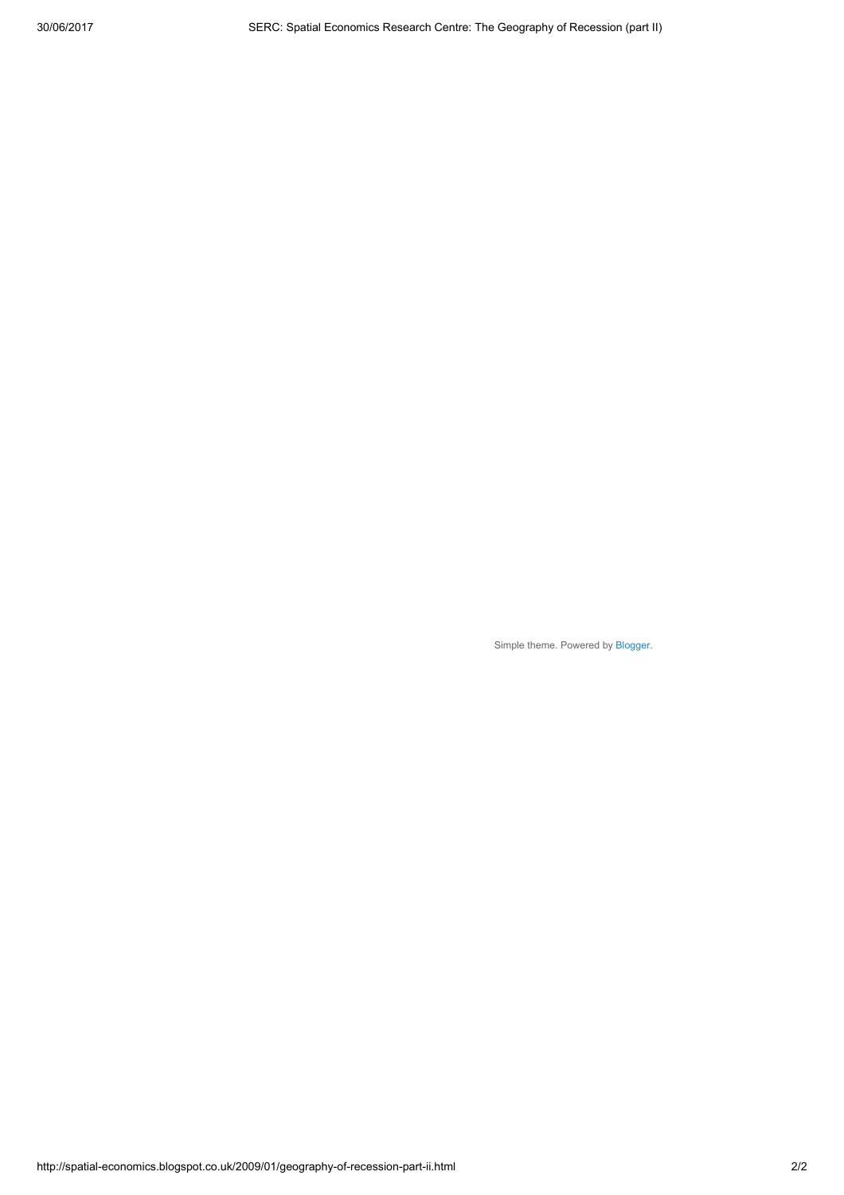Simple theme. Powered by Blogger.